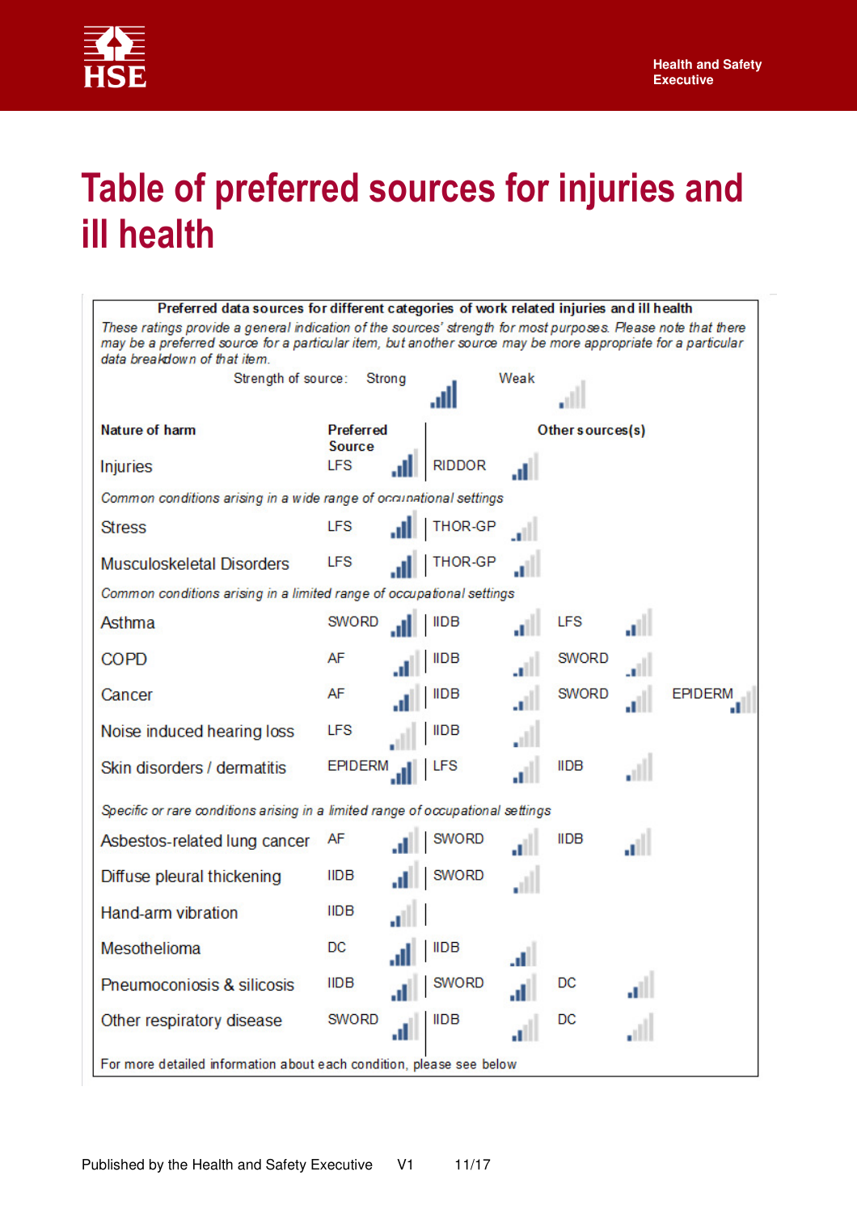# Table of preferred sources for injuries and ill health

**Preferred data sources for different categories of work related injuries and ill health**

*These ratings provide a general indication of the sources' strength for most purposes. Please note that there may be a preferred source for a particular item, but another source may be more appropriate for a particular data breakdown of that item.*

Strength of source: Strong — Weak

| Nature of harm | Preferred Source | Other sources(s) | | |
|---|---|---|---|---|
| Injuries | LFS | RIDDOR | | |
| *Common conditions arising in a wide range of occupational settings* | | | | |
| Stress | LFS | THOR-GP | | |
| Musculoskeletal Disorders | LFS | THOR-GP | | |
| *Common conditions arising in a limited range of occupational settings* | | | | |
| Asthma | SWORD | IIDB | LFS | |
| COPD | AF | IIDB | SWORD | |
| Cancer | AF | IIDB | SWORD | EPIDERM |
| Noise induced hearing loss | LFS | IIDB | | |
| Skin disorders / dermatitis | EPIDERM | LFS | IIDB | |
| *Specific or rare conditions arising in a limited range of occupational settings* | | | | |
| Asbestos-related lung cancer | AF | SWORD | IIDB | |
| Diffuse pleural thickening | IIDB | SWORD | | |
| Hand-arm vibration | IIDB | | | |
| Mesothelioma | DC | IIDB | | |
| Pneumoconiosis & silicosis | IIDB | SWORD | DC | |
| Other respiratory disease | SWORD | IIDB | DC | |

For more detailed information about each condition, please see below

Published by the Health and Safety Executive V1 11/17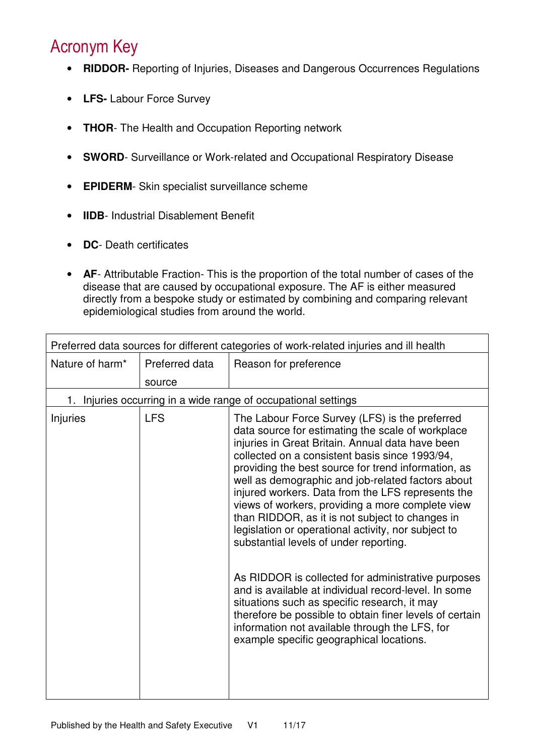# Acronym Key

- **RIDDOR-** Reporting of Injuries, Diseases and Dangerous Occurrences Regulations
- **LFS-** Labour Force Survey
- **THOR**- The Health and Occupation Reporting network
- **SWORD**- Surveillance or Work-related and Occupational Respiratory Disease
- **EPIDERM**- Skin specialist surveillance scheme
- **IIDB**- Industrial Disablement Benefit
- **DC**- Death certificates
- **AF**- Attributable Fraction- This is the proportion of the total number of cases of the disease that are caused by occupational exposure. The AF is either measured directly from a bespoke study or estimated by combining and comparing relevant epidemiological studies from around the world.

| Preferred data sources for different categories of work-related injuries and ill health | | |
|---|---|---|
| Nature of harm* | Preferred data source | Reason for preference |
| 1. Injuries occurring in a wide range of occupational settings | | |
| Injuries | LFS | The Labour Force Survey (LFS) is the preferred data source for estimating the scale of workplace injuries in Great Britain. Annual data have been collected on a consistent basis since 1993/94, providing the best source for trend information, as well as demographic and job-related factors about injured workers. Data from the LFS represents the views of workers, providing a more complete view than RIDDOR, as it is not subject to changes in legislation or operational activity, nor subject to substantial levels of under reporting.<br><br>As RIDDOR is collected for administrative purposes and is available at individual record-level. In some situations such as specific research, it may therefore be possible to obtain finer levels of certain information not available through the LFS, for example specific geographical locations. |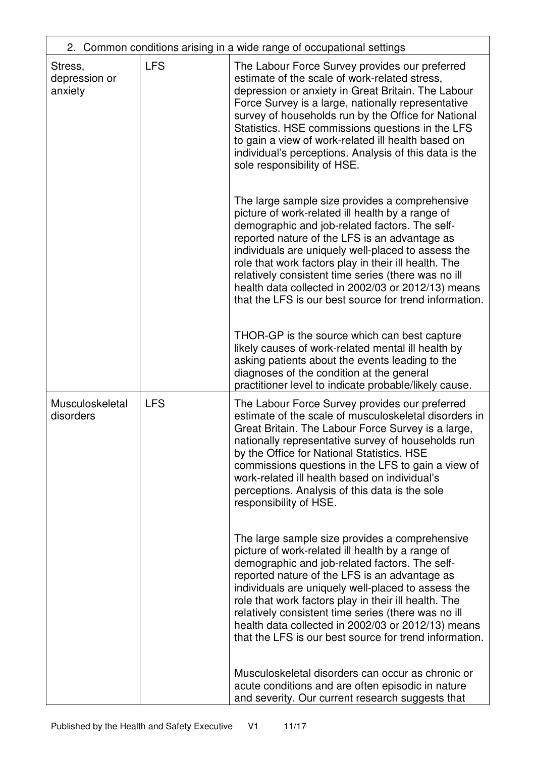| 2. Common conditions arising in a wide range of occupational settings | | |
|---|---|---|
| Stress, depression or anxiety | LFS | The Labour Force Survey provides our preferred estimate of the scale of work-related stress, depression or anxiety in Great Britain. The Labour Force Survey is a large, nationally representative survey of households run by the Office for National Statistics. HSE commissions questions in the LFS to gain a view of work-related ill health based on individual's perceptions. Analysis of this data is the sole responsibility of HSE.<br><br>The large sample size provides a comprehensive picture of work-related ill health by a range of demographic and job-related factors. The self-reported nature of the LFS is an advantage as individuals are uniquely well-placed to assess the role that work factors play in their ill health. The relatively consistent time series (there was no ill health data collected in 2002/03 or 2012/13) means that the LFS is our best source for trend information.<br><br>THOR-GP is the source which can best capture likely causes of work-related mental ill health by asking patients about the events leading to the diagnoses of the condition at the general practitioner level to indicate probable/likely cause. |
| Musculoskeletal disorders | LFS | The Labour Force Survey provides our preferred estimate of the scale of musculoskeletal disorders in Great Britain. The Labour Force Survey is a large, nationally representative survey of households run by the Office for National Statistics. HSE commissions questions in the LFS to gain a view of work-related ill health based on individual's perceptions. Analysis of this data is the sole responsibility of HSE.<br><br>The large sample size provides a comprehensive picture of work-related ill health by a range of demographic and job-related factors. The self-reported nature of the LFS is an advantage as individuals are uniquely well-placed to assess the role that work factors play in their ill health. The relatively consistent time series (there was no ill health data collected in 2002/03 or 2012/13) means that the LFS is our best source for trend information.<br><br>Musculoskeletal disorders can occur as chronic or acute conditions and are often episodic in nature and severity. Our current research suggests that |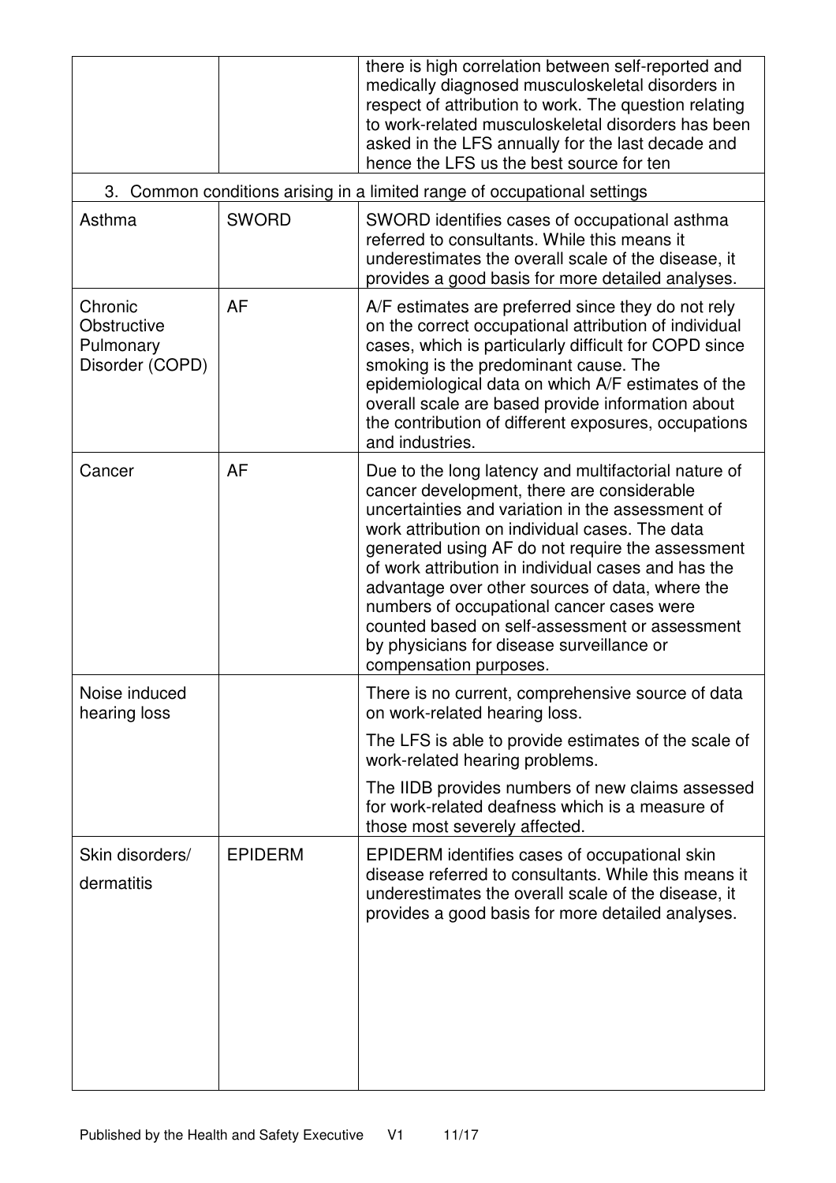| | | |
|---|---|---|
| | | there is high correlation between self-reported and medically diagnosed musculoskeletal disorders in respect of attribution to work. The question relating to work-related musculoskeletal disorders has been asked in the LFS annually for the last decade and hence the LFS us the best source for ten |
| 3. Common conditions arising in a limited range of occupational settings | | |
| Asthma | SWORD | SWORD identifies cases of occupational asthma referred to consultants. While this means it underestimates the overall scale of the disease, it provides a good basis for more detailed analyses. |
| Chronic Obstructive Pulmonary Disorder (COPD) | AF | A/F estimates are preferred since they do not rely on the correct occupational attribution of individual cases, which is particularly difficult for COPD since smoking is the predominant cause. The epidemiological data on which A/F estimates of the overall scale are based provide information about the contribution of different exposures, occupations and industries. |
| Cancer | AF | Due to the long latency and multifactorial nature of cancer development, there are considerable uncertainties and variation in the assessment of work attribution on individual cases. The data generated using AF do not require the assessment of work attribution in individual cases and has the advantage over other sources of data, where the numbers of occupational cancer cases were counted based on self-assessment or assessment by physicians for disease surveillance or compensation purposes. |
| Noise induced hearing loss | | There is no current, comprehensive source of data on work-related hearing loss.<br><br>The LFS is able to provide estimates of the scale of work-related hearing problems.<br><br>The IIDB provides numbers of new claims assessed for work-related deafness which is a measure of those most severely affected. |
| Skin disorders/ dermatitis | EPIDERM | EPIDERM identifies cases of occupational skin disease referred to consultants. While this means it underestimates the overall scale of the disease, it provides a good basis for more detailed analyses. |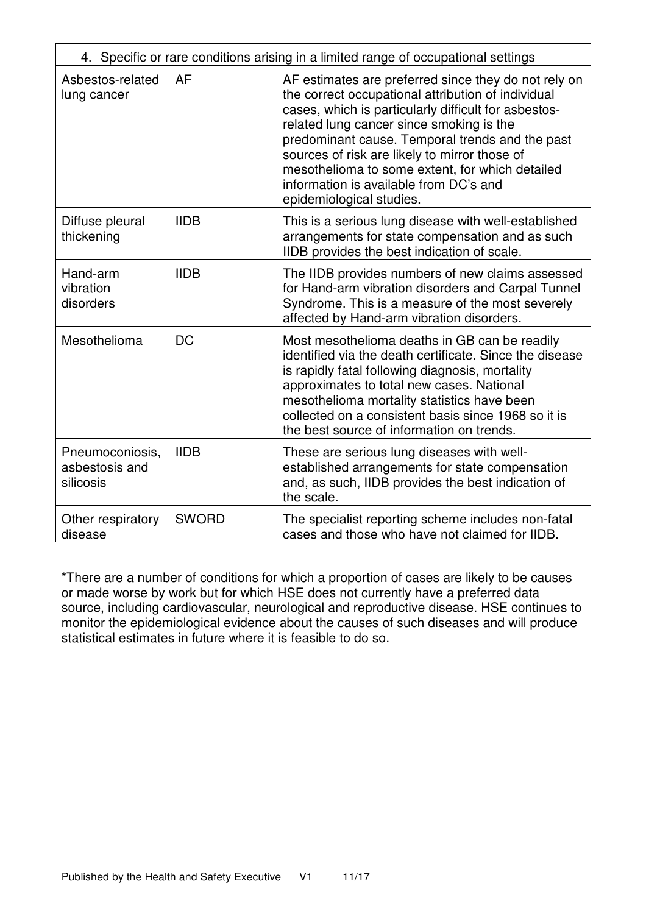| 4. Specific or rare conditions arising in a limited range of occupational settings | | |
|---|---|---|
| Asbestos-related lung cancer | AF | AF estimates are preferred since they do not rely on the correct occupational attribution of individual cases, which is particularly difficult for asbestos-related lung cancer since smoking is the predominant cause. Temporal trends and the past sources of risk are likely to mirror those of mesothelioma to some extent, for which detailed information is available from DC's and epidemiological studies. |
| Diffuse pleural thickening | IIDB | This is a serious lung disease with well-established arrangements for state compensation and as such IIDB provides the best indication of scale. |
| Hand-arm vibration disorders | IIDB | The IIDB provides numbers of new claims assessed for Hand-arm vibration disorders and Carpal Tunnel Syndrome. This is a measure of the most severely affected by Hand-arm vibration disorders. |
| Mesothelioma | DC | Most mesothelioma deaths in GB can be readily identified via the death certificate. Since the disease is rapidly fatal following diagnosis, mortality approximates to total new cases. National mesothelioma mortality statistics have been collected on a consistent basis since 1968 so it is the best source of information on trends. |
| Pneumoconiosis, asbestosis and silicosis | IIDB | These are serious lung diseases with well-established arrangements for state compensation and, as such, IIDB provides the best indication of the scale. |
| Other respiratory disease | SWORD | The specialist reporting scheme includes non-fatal cases and those who have not claimed for IIDB. |

*There are a number of conditions for which a proportion of cases are likely to be causes or made worse by work but for which HSE does not currently have a preferred data source, including cardiovascular, neurological and reproductive disease. HSE continues to monitor the epidemiological evidence about the causes of such diseases and will produce statistical estimates in future where it is feasible to do so.

Published by the Health and Safety Executive V1 11/17